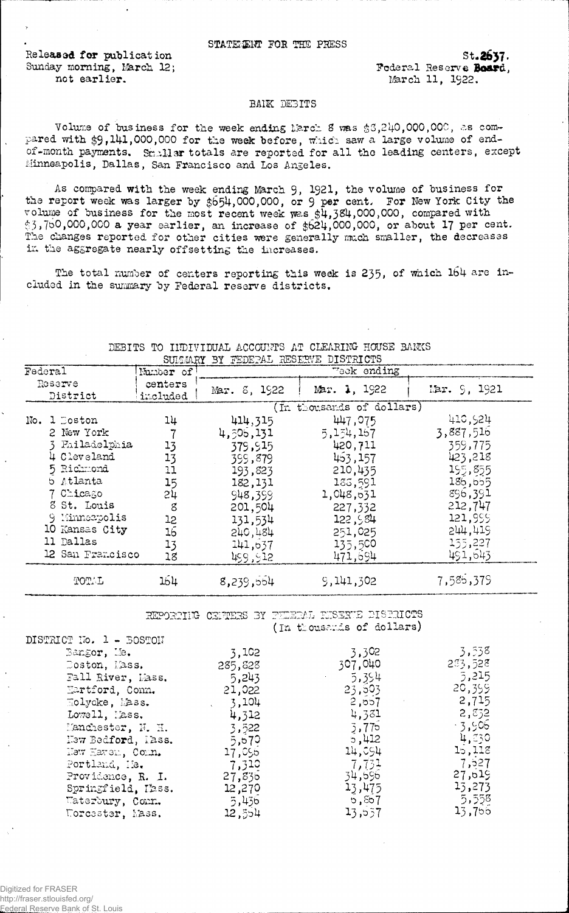STATEMENT FOR THE PRESS

Released for publication
Sunday morning, March 12;
not earlier.

St.2637.
Federal Reserve Board,
March 11, 1922.

## BANK DEBITS

Volume of business for the week ending March 8 was $8,240,000,000, as compared with $9,141,000,000 for the week before, which saw a large volume of end-of-month payments. Smaller totals are reported for all the leading centers, except Minneapolis, Dallas, San Francisco and Los Angeles.

As compared with the week ending March 9, 1921, the volume of business for the report week was larger by $654,000,000, or 9 per cent. For New York City the volume of business for the most recent week was $4,384,000,000, compared with $3,760,000,000 a year earlier, an increase of $624,000,000, or about 17 per cent. The changes reported for other cities were generally much smaller, the decreases in the aggregate nearly offsetting the increases.

The total number of centers reporting this week is 235, of which 164 are included in the summary by Federal reserve districts.

DEBITS TO INDIVIDUAL ACCOUNTS AT CLEARING HOUSE BANKS
SUMMARY BY FEDERAL RESERVE DISTRICTS

| Federal Reserve District | Number of centers included | Week ending Mar. 8, 1922 | Mar. 1, 1922 | Mar. 9, 1921 |
|---|---|---|---|---|
| | | (In thousands of dollars) | | |
| No. 1 Boston | 14 | 414,315 | 447,075 | 410,924 |
| 2 New York | 7 | 4,506,131 | 5,134,167 | 3,887,516 |
| 3 Philadelphia | 13 | 379,915 | 420,711 | 359,775 |
| 4 Cleveland | 13 | 399,879 | 463,157 | 423,218 |
| 5 Richmond | 11 | 193,823 | 210,435 | 195,855 |
| 6 Atlanta | 15 | 182,131 | 186,591 | 186,665 |
| 7 Chicago | 24 | 948,399 | 1,048,631 | 896,391 |
| 8 St. Louis | 8 | 201,504 | 227,332 | 212,747 |
| 9 Minneapolis | 12 | 131,534 | 122,984 | 121,999 |
| 10 Kansas City | 16 | 240,484 | 251,025 | 244,419 |
| 11 Dallas | 13 | 141,637 | 135,500 | 135,227 |
| 12 San Francisco | 18 | 499,912 | 471,694 | 491,643 |
| TOTAL | 164 | 8,239,664 | 9,141,302 | 7,585,379 |

REPORTING CENTERS BY FEDERAL RESERVE DISTRICTS
(In thousands of dollars)

| DISTRICT No. 1 - BOSTON | | | |
|---|---|---|---|
| Bangor, Me. | 3,102 | 3,302 | 3,538 |
| Boston, Mass. | 285,828 | 307,040 | 283,528 |
| Fall River, Mass. | 5,243 | 5,354 | 5,215 |
| Hartford, Conn. | 21,022 | 23,503 | 20,399 |
| Holyoke, Mass. | 3,104 | 2,667 | 2,715 |
| Lowell, Mass. | 4,312 | 4,381 | 2,832 |
| Manchester, N. H. | 3,522 | 3,776 | 3,906 |
| New Bedford, Mass. | 5,670 | 6,412 | 4,830 |
| New Haven, Conn. | 17,096 | 14,094 | 16,118 |
| Portland, Me. | 7,310 | 7,731 | 7,627 |
| Providence, R. I. | 27,836 | 34,596 | 27,619 |
| Springfield, Mass. | 12,270 | 13,475 | 13,273 |
| Waterbury, Conn. | 5,436 | 6,867 | 5,558 |
| Worcester, Mass. | 12,554 | 13,657 | 13,766 |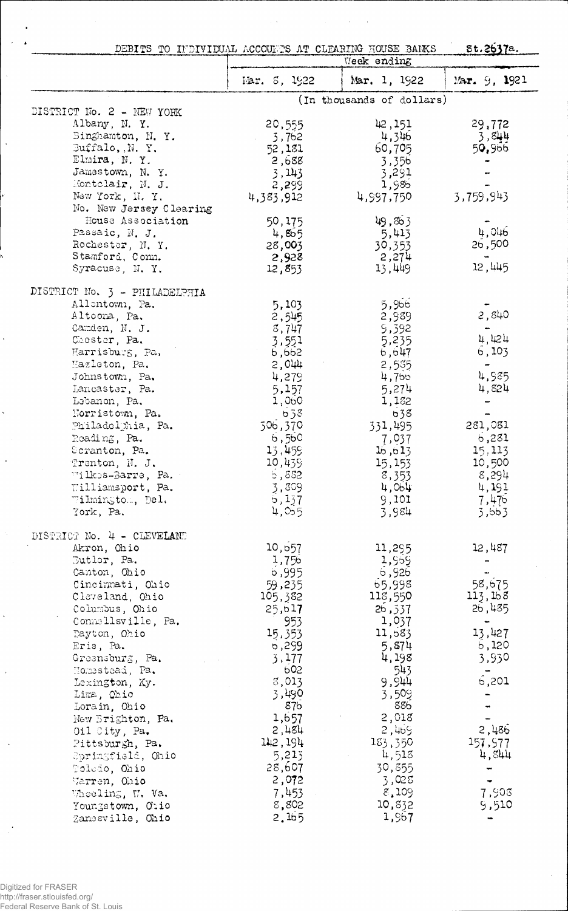DEBITS TO INDIVIDUAL ACCOUNTS AT CLEARING HOUSE BANKS St.2637a.

| | Week ending | | |
|---|---|---|---|
| | Mar. 8, 1922 | Mar. 1, 1922 | Mar. 9, 1921 |
| | (In thousands of dollars) | | |
| DISTRICT No. 2 - NEW YORK | | | |
| Albany, N. Y. | 20,555 | 42,151 | 29,772 |
| Binghamton, N. Y. | 3,762 | 4,346 | 3,844 |
| Buffalo, N. Y. | 52,181 | 60,705 | 50,966 |
| Elmira, N. Y. | 2,688 | 3,356 | - |
| Jamestown, N. Y. | 3,143 | 3,291 | - |
| Montclair, N. J. | 2,299 | 1,986 | - |
| New York, N. Y. | 4,383,912 | 4,997,750 | 3,759,943 |
| No. New Jersey Clearing House Association | 50,175 | 49,863 | - |
| Passaic, N. J. | 4,865 | 5,413 | 4,046 |
| Rochester, N. Y. | 28,003 | 30,353 | 26,500 |
| Stamford, Conn. | 2,928 | 2,274 | - |
| Syracuse, N. Y. | 12,853 | 13,449 | 12,445 |
| DISTRICT No. 3 - PHILADELPHIA | | | |
| Allentown, Pa. | 5,103 | 5,966 | - |
| Altoona, Pa. | 2,545 | 2,989 | 2,840 |
| Camden, N. J. | 8,747 | 9,392 | - |
| Chester, Pa. | 3,551 | 5,235 | 4,424 |
| Harrisburg, Pa. | 6,662 | 6,647 | 6,103 |
| Hazleton, Pa. | 2,044 | 2,585 | - |
| Johnstown, Pa. | 4,279 | 4,766 | 4,985 |
| Lancaster, Pa. | 5,157 | 5,274 | 4,824 |
| Lebanon, Pa. | 1,060 | 1,182 | - |
| Norristown, Pa. | 638 | 638 | - |
| Philadelphia, Pa. | 306,370 | 331,495 | 281,081 |
| Reading, Pa. | 6,560 | 7,037 | 6,281 |
| Scranton, Pa. | 13,459 | 16,613 | 15,113 |
| Trenton, N. J. | 10,439 | 15,153 | 10,500 |
| Wilkes-Barre, Pa. | 6,882 | 8,353 | 8,294 |
| Williamsport, Pa. | 3,809 | 4,064 | 4,191 |
| Wilmington, Del. | 6,137 | 9,101 | 7,476 |
| York, Pa. | 4,065 | 3,984 | 3,663 |
| DISTRICT No. 4 - CLEVELAND | | | |
| Akron, Ohio | 10,657 | 11,295 | 12,487 |
| Butler, Pa. | 1,756 | 1,969 | - |
| Canton, Ohio | 6,995 | 6,926 | - |
| Cincinnati, Ohio | 59,235 | 65,998 | 58,675 |
| Cleveland, Ohio | 105,382 | 118,550 | 113,168 |
| Columbus, Ohio | 25,617 | 26,337 | 26,485 |
| Connellsville, Pa. | 953 | 1,037 | - |
| Dayton, Ohio | 15,353 | 11,683 | 13,427 |
| Erie, Pa. | 6,299 | 5,874 | 6,120 |
| Greensburg, Pa. | 3,177 | 4,198 | 3,930 |
| Homestead, Pa. | 602 | 543 | - |
| Lexington, Ky. | 8,013 | 9,944 | 6,201 |
| Lima, Ohio | 3,490 | 3,509 | - |
| Lorain, Ohio | 876 | 886 | - |
| New Brighton, Pa. | 1,657 | 2,018 | - |
| Oil City, Pa. | 2,484 | 2,469 | 2,486 |
| Pittsburgh, Pa. | 142,194 | 183,350 | 157,977 |
| Springfield, Ohio | 5,213 | 4,518 | 4,844 |
| Toledo, Ohio | 28,607 | 30,855 | - |
| Warren, Ohio | 2,072 | 3,028 | - |
| Wheeling, W. Va. | 7,453 | 8,109 | 7,908 |
| Youngstown, Ohio | 8,802 | 10,832 | 9,510 |
| Zanesville, Ohio | 2,165 | 1,967 | - |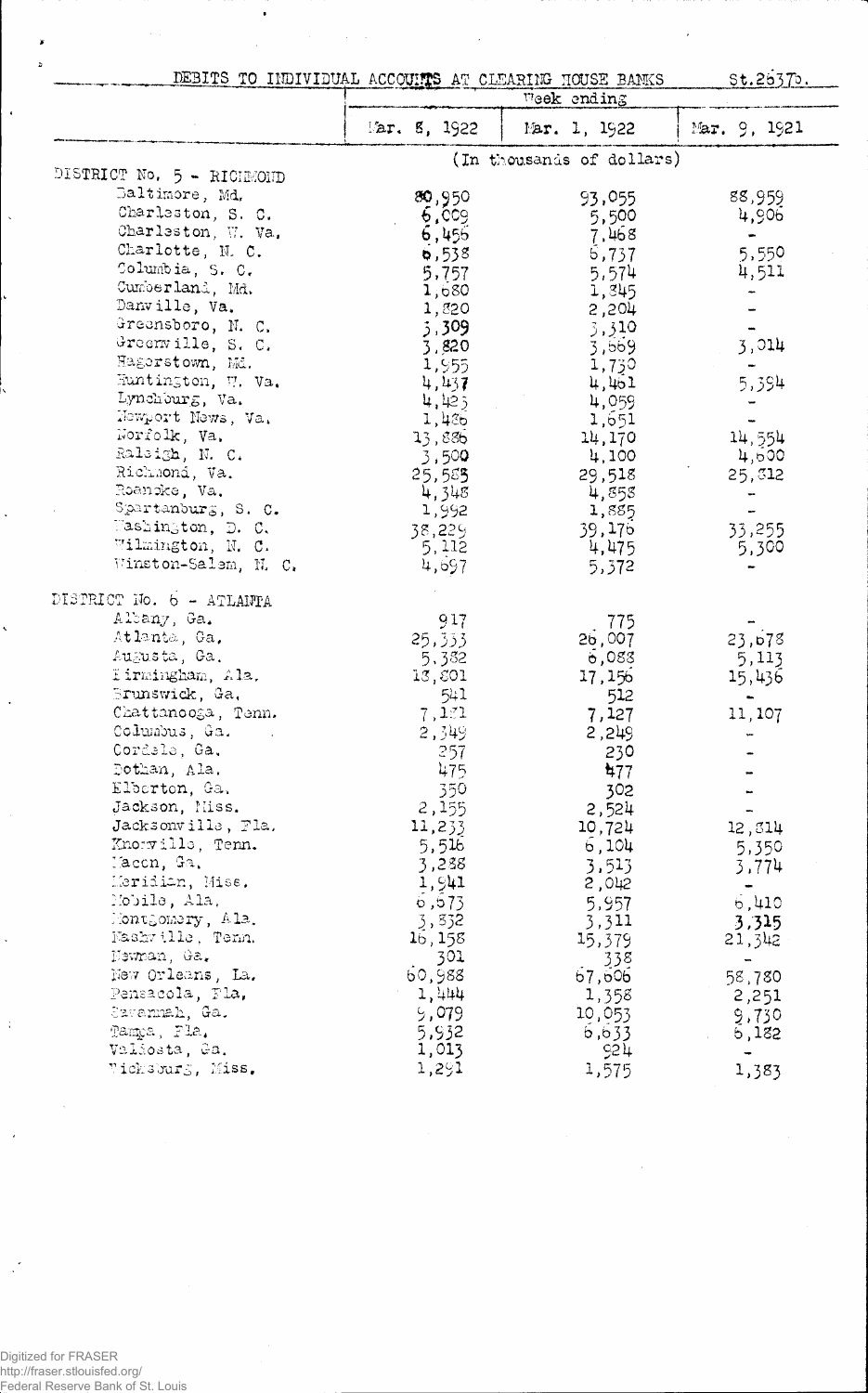# DEBITS TO INDIVIDUAL ACCOUNTS AT CLEARING HOUSE BANKS

St.2537b.

| | Week ending | | |
|---|---|---|---|
| | Mar. 8, 1922 | Mar. 1, 1922 | Mar. 9, 1921 |
| | (In thousands of dollars) | | |
| DISTRICT No. 5 - RICHMOND | | | |
| Baltimore, Md. | 80,950 | 93,055 | 88,959 |
| Charleston, S. C. | 6,009 | 5,500 | 4,906 |
| Charleston, W. Va. | 6,456 | 7,468 | - |
| Charlotte, N. C. | 6,538 | 6,737 | 5,550 |
| Columbia, S. C. | 5,757 | 5,574 | 4,511 |
| Cumberland, Md. | 1,680 | 1,345 | - |
| Danville, Va. | 1,820 | 2,204 | - |
| Greensboro, N. C. | 3,309 | 3,310 | - |
| Greenville, S. C. | 3,820 | 3,669 | 3,014 |
| Hagerstown, Md. | 1,955 | 1,730 | - |
| Huntington, W. Va. | 4,437 | 4,461 | 5,394 |
| Lynchburg, Va. | 4,423 | 4,059 | - |
| Newport News, Va. | 1,486 | 1,651 | - |
| Norfolk, Va. | 13,886 | 14,170 | 14,554 |
| Raleigh, N. C. | 3,500 | 4,100 | 4,600 |
| Richmond, Va. | 25,583 | 29,518 | 25,812 |
| Roanoke, Va. | 4,348 | 4,858 | - |
| Spartanburg, S. C. | 1,992 | 1,885 | - |
| Washington, D. C. | 38,229 | 39,176 | 33,255 |
| Wilmington, N. C. | 5,112 | 4,475 | 5,300 |
| Winston-Salem, N. C. | 4,697 | 5,372 | - |
| DISTRICT No. 6 - ATLANTA | | | |
| Albany, Ga. | 917 | 775 | - |
| Atlanta, Ga. | 25,333 | 26,007 | 23,678 |
| Augusta, Ga. | 5,382 | 6,088 | 5,113 |
| Birmingham, Ala. | 18,801 | 17,156 | 15,436 |
| Brunswick, Ga. | 541 | 512 | - |
| Chattanooga, Tenn. | 7,181 | 7,127 | 11,107 |
| Columbus, Ga. | 2,349 | 2,249 | - |
| Cordele, Ga. | 257 | 230 | - |
| Dothan, Ala. | 475 | 477 | - |
| Elberton, Ga. | 350 | 302 | - |
| Jackson, Miss. | 2,155 | 2,524 | - |
| Jacksonville, Fla. | 11,233 | 10,724 | 12,814 |
| Knoxville, Tenn. | 5,516 | 6,104 | 5,350 |
| Macon, Ga. | 3,288 | 3,513 | 3,774 |
| Meridian, Miss. | 1,941 | 2,042 | - |
| Mobile, Ala. | 6,673 | 5,957 | 6,410 |
| Montgomery, Ala. | 3,832 | 3,311 | 3,315 |
| Nashville, Tenn. | 16,158 | 15,379 | 21,342 |
| Newnan, Ga. | 301 | 338 | - |
| New Orleans, La. | 60,988 | 67,606 | 58,780 |
| Pensacola, Fla. | 1,444 | 1,358 | 2,251 |
| Savannah, Ga. | 9,079 | 10,053 | 9,730 |
| Tampa, Fla. | 5,932 | 6,633 | 6,182 |
| Valdosta, Ga. | 1,013 | 924 | - |
| Vicksburg, Miss. | 1,291 | 1,575 | 1,383 |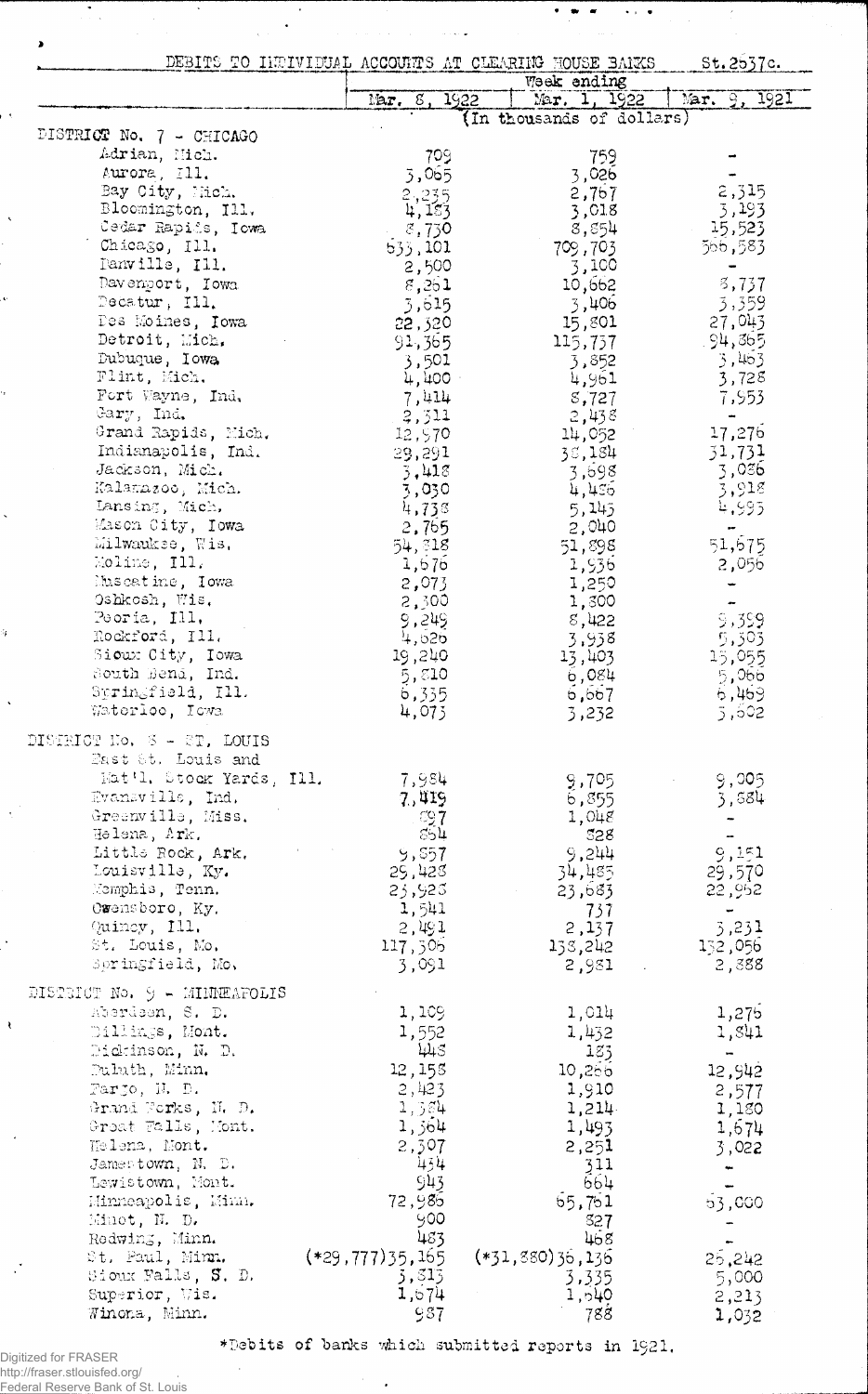DEBITS TO INDIVIDUAL ACCOUNTS AT CLEARING HOUSE BANKS St.2537c.

| | Week ending | | |
|---|---|---|---|
| | Mar. 8, 1922 | Mar. 1, 1922 | Mar. 9, 1921 |
| | (In thousands of dollars) | | |
| DISTRICT No. 7 - CHICAGO | | | |
| Adrian, Mich. | 709 | 759 | - |
| Aurora, Ill. | 3,065 | 3,026 | - |
| Bay City, Mich. | 2,235 | 2,767 | 2,315 |
| Bloomington, Ill. | 4,183 | 3,018 | 3,193 |
| Cedar Rapids, Iowa | 8,730 | 8,854 | 15,523 |
| Chicago, Ill. | 633,101 | 709,703 | 566,583 |
| Danville, Ill. | 2,500 | 3,100 | - |
| Davenport, Iowa | 8,261 | 10,662 | 8,737 |
| Decatur, Ill. | 3,615 | 3,406 | 3,359 |
| Des Moines, Iowa | 22,320 | 15,801 | 27,043 |
| Detroit, Mich. | 91,365 | 115,737 | 94,365 |
| Dubuque, Iowa | 3,501 | 3,852 | 3,463 |
| Flint, Mich. | 4,400 | 4,961 | 3,728 |
| Fort Wayne, Ind. | 7,414 | 8,727 | 7,953 |
| Gary, Ind. | 2,311 | 2,438 | - |
| Grand Rapids, Mich. | 12,970 | 14,052 | 17,276 |
| Indianapolis, Ind. | 29,291 | 38,184 | 31,731 |
| Jackson, Mich. | 3,418 | 3,698 | 3,036 |
| Kalamazoo, Mich. | 3,030 | 4,456 | 3,918 |
| Lansing, Mich. | 4,738 | 5,145 | 4,995 |
| Mason City, Iowa | 2,765 | 2,040 | - |
| Milwaukee, Wis. | 54,818 | 51,898 | 51,675 |
| Moline, Ill. | 1,676 | 1,936 | 2,056 |
| Muscatine, Iowa | 2,073 | 1,250 | - |
| Oshkosh, Wis. | 2,300 | 1,800 | - |
| Peoria, Ill. | 9,249 | 8,422 | 9,399 |
| Rockford, Ill. | 4,626 | 3,938 | 5,303 |
| Sioux City, Iowa | 19,240 | 13,403 | 13,055 |
| South Bend, Ind. | 5,810 | 6,084 | 5,066 |
| Springfield, Ill. | 6,335 | 6,667 | 6,469 |
| Waterloo, Iowa | 4,073 | 3,232 | 3,602 |
| DISTRICT No. 8 - ST. LOUIS | | | |
| East St. Louis and Nat'l. Stock Yards, Ill. | 7,984 | 9,705 | 9,005 |
| Evansville, Ind. | 7,419 | 6,855 | 3,884 |
| Greenville, Miss. | 897 | 1,048 | - |
| Helena, Ark. | 854 | 828 | - |
| Little Rock, Ark. | 9,857 | 9,244 | 9,151 |
| Louisville, Ky. | 29,428 | 34,485 | 29,570 |
| Memphis, Tenn. | 23,923 | 23,683 | 22,952 |
| Owensboro, Ky. | 1,541 | 737 | - |
| Quincy, Ill. | 2,491 | 2,137 | 3,231 |
| St. Louis, Mo. | 117,506 | 138,242 | 132,056 |
| Springfield, Mo. | 3,091 | 2,981 | 2,888 |
| DISTRICT No. 9 - MINNEAPOLIS | | | |
| Aberdeen, S. D. | 1,109 | 1,014 | 1,276 |
| Billings, Mont. | 1,552 | 1,432 | 1,841 |
| Dickinson, N. D. | 448 | 183 | - |
| Duluth, Minn. | 12,158 | 10,266 | 12,942 |
| Fargo, N. D. | 2,423 | 1,910 | 2,577 |
| Grand Forks, N. D. | 1,384 | 1,214 | 1,180 |
| Great Falls, Mont. | 1,564 | 1,493 | 1,674 |
| Helena, Mont. | 2,307 | 2,251 | 3,022 |
| Jamestown, N. D. | 434 | 311 | - |
| Lewistown, Mont. | 943 | 664 | - |
| Minneapolis, Minn. | 72,986 | 65,761 | 63,000 |
| Minot, N. D. | 900 | 827 | - |
| Redwing, Minn. | 483 | 468 | - |
| St. Paul, Minn. | (*29,777)35,165 | (*31,880)36,136 | 25,242 |
| Sioux Falls, S. D. | 3,813 | 3,335 | 5,000 |
| Superior, Wis. | 1,674 | 1,640 | 2,213 |
| Winona, Minn. | 987 | 788 | 1,032 |

*Debits of banks which submitted reports in 1921.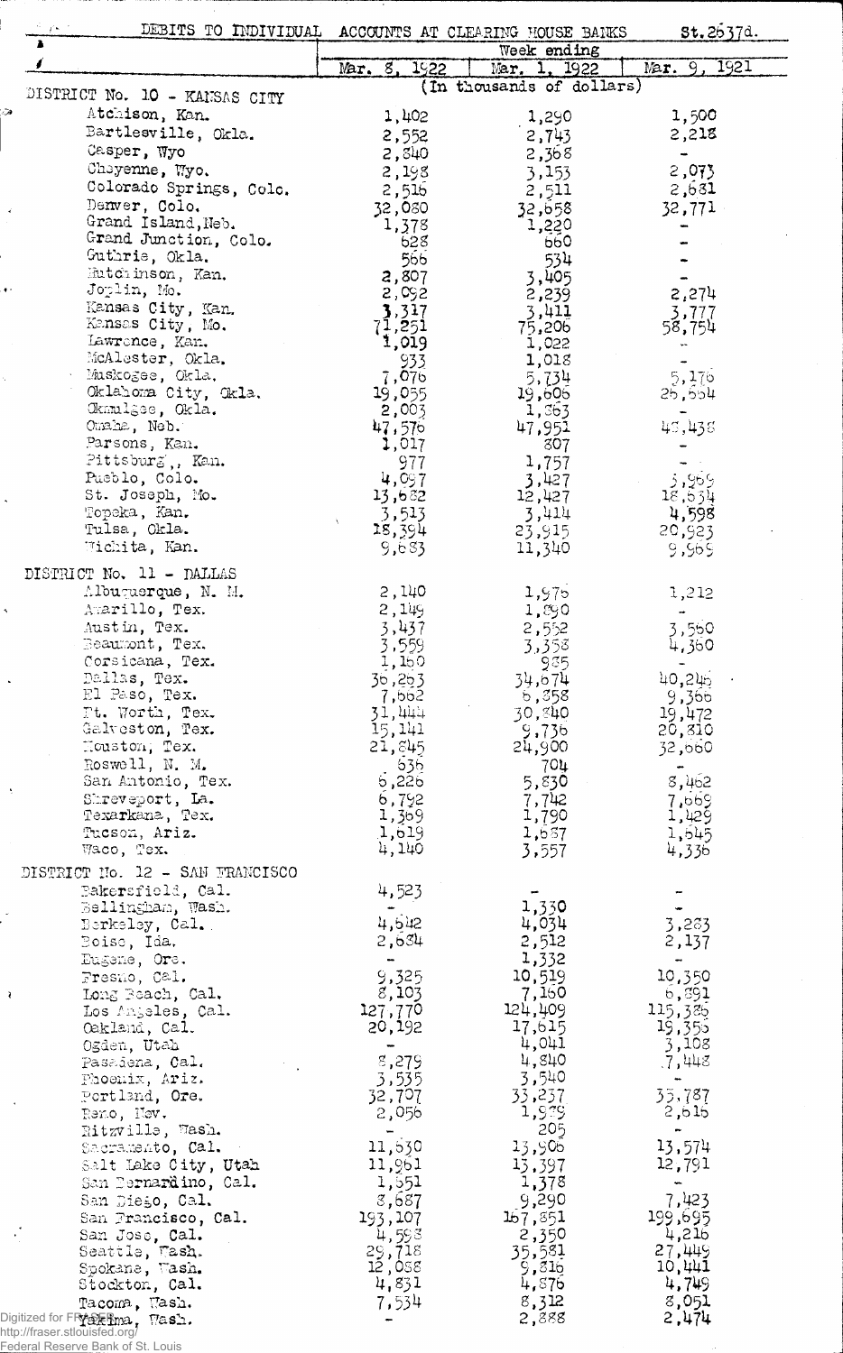DEBITS TO INDIVIDUAL ACCOUNTS AT CLEARING HOUSE BANKS St.2537d.

| | Week ending | | |
|---|---|---|---|
| | Mar. 8, 1922 | Mar. 1, 1922 | Mar. 9, 1921 |
| | (In thousands of dollars) | | |
| **DISTRICT No. 10 - KANSAS CITY** | | | |
| Atchison, Kan. | 1,402 | 1,290 | 1,500 |
| Bartlesville, Okla. | 2,552 | 2,743 | 2,218 |
| Casper, Wyo | 2,840 | 2,368 | - |
| Cheyenne, Wyo. | 2,198 | 3,153 | 2,073 |
| Colorado Springs, Colo. | 2,516 | 2,511 | 2,681 |
| Denver, Colo. | 32,080 | 32,658 | 32,771 |
| Grand Island, Neb. | 1,378 | 1,220 | - |
| Grand Junction, Colo. | 628 | 660 | - |
| Guthrie, Okla. | 566 | 534 | - |
| Hutchinson, Kan. | 2,807 | 3,405 | - |
| Joplin, Mo. | 2,092 | 2,239 | 2,274 |
| Kansas City, Kan. | 3,317 | 3,411 | 3,777 |
| Kansas City, Mo. | 71,251 | 75,206 | 58,754 |
| Lawrence, Kan. | 1,019 | 1,022 | - |
| McAlester, Okla. | 933 | 1,018 | - |
| Muskogee, Okla. | 7,076 | 5,734 | 5,176 |
| Oklahoma City, Okla. | 19,055 | 19,606 | 25,554 |
| Okmulgee, Okla. | 2,003 | 1,863 | - |
| Omaha, Neb. | 47,576 | 47,951 | 48,438 |
| Parsons, Kan. | 1,017 | 807 | - |
| Pittsburg, Kan. | 977 | 1,757 | - |
| Pueblo, Colo. | 4,097 | 3,427 | 5,969 |
| St. Joseph, Mo. | 13,682 | 12,427 | 18,534 |
| Topeka, Kan. | 3,513 | 3,414 | 4,598 |
| Tulsa, Okla. | 18,394 | 23,915 | 20,923 |
| Wichita, Kan. | 9,683 | 11,340 | 9,969 |
| **DISTRICT No. 11 - DALLAS** | | | |
| Albuquerque, N. M. | 2,140 | 1,976 | 1,212 |
| Amarillo, Tex. | 2,149 | 1,890 | - |
| Austin, Tex. | 3,437 | 2,552 | 3,560 |
| Beaumont, Tex. | 3,559 | 3,358 | 4,360 |
| Corsicana, Tex. | 1,160 | 965 | - |
| Dallas, Tex. | 36,263 | 34,674 | 40,245 |
| El Paso, Tex. | 7,662 | 6,358 | 9,366 |
| Ft. Worth, Tex. | 31,444 | 30,840 | 19,472 |
| Galveston, Tex. | 15,141 | 9,736 | 20,810 |
| Houston, Tex. | 21,845 | 24,900 | 32,660 |
| Roswell, N. M. | 636 | 704 | - |
| San Antonio, Tex. | 6,226 | 5,830 | 8,462 |
| Shreveport, La. | 6,792 | 7,742 | 7,669 |
| Texarkana, Tex. | 1,369 | 1,790 | 1,429 |
| Tucson, Ariz. | 1,619 | 1,687 | 1,645 |
| Waco, Tex. | 4,140 | 3,557 | 4,336 |
| **DISTRICT No. 12 - SAN FRANCISCO** | | | |
| Bakersfield, Cal. | 4,523 | - | - |
| Bellingham, Wash. | - | 1,330 | - |
| Berkeley, Cal. | 4,642 | 4,034 | 3,283 |
| Boise, Ida. | 2,684 | 2,512 | 2,137 |
| Eugene, Ore. | - | 1,332 | - |
| Fresno, Cal. | 9,325 | 10,519 | 10,350 |
| Long Beach, Cal. | 8,103 | 7,160 | 6,891 |
| Los Angeles, Cal. | 127,770 | 124,409 | 115,385 |
| Oakland, Cal. | 20,192 | 17,615 | 19,355 |
| Ogden, Utah | - | 4,041 | 3,108 |
| Pasadena, Cal. | 8,279 | 4,840 | 7,448 |
| Phoenix, Ariz. | 3,535 | 3,540 | - |
| Portland, Ore. | 32,707 | 33,237 | 35,787 |
| Reno, Nev. | 2,056 | 1,979 | 2,616 |
| Ritzville, Wash. | - | 205 | - |
| Sacramento, Cal. | 11,630 | 13,906 | 13,574 |
| Salt Lake City, Utah | 11,961 | 13,397 | 12,791 |
| San Bernardino, Cal. | 1,651 | 1,378 | - |
| San Diego, Cal. | 8,687 | 9,290 | 7,423 |
| San Francisco, Cal. | 193,107 | 167,851 | 199,695 |
| San Jose, Cal. | 4,598 | 2,350 | 4,216 |
| Seattle, Wash. | 29,718 | 35,581 | 27,449 |
| Spokane, Wash. | 12,058 | 9,816 | 10,441 |
| Stockton, Cal. | 4,831 | 4,876 | 4,749 |
| Tacoma, Wash. | 7,534 | 8,312 | 8,051 |
| Yakima, Wash. | - | 2,888 | 2,474 |